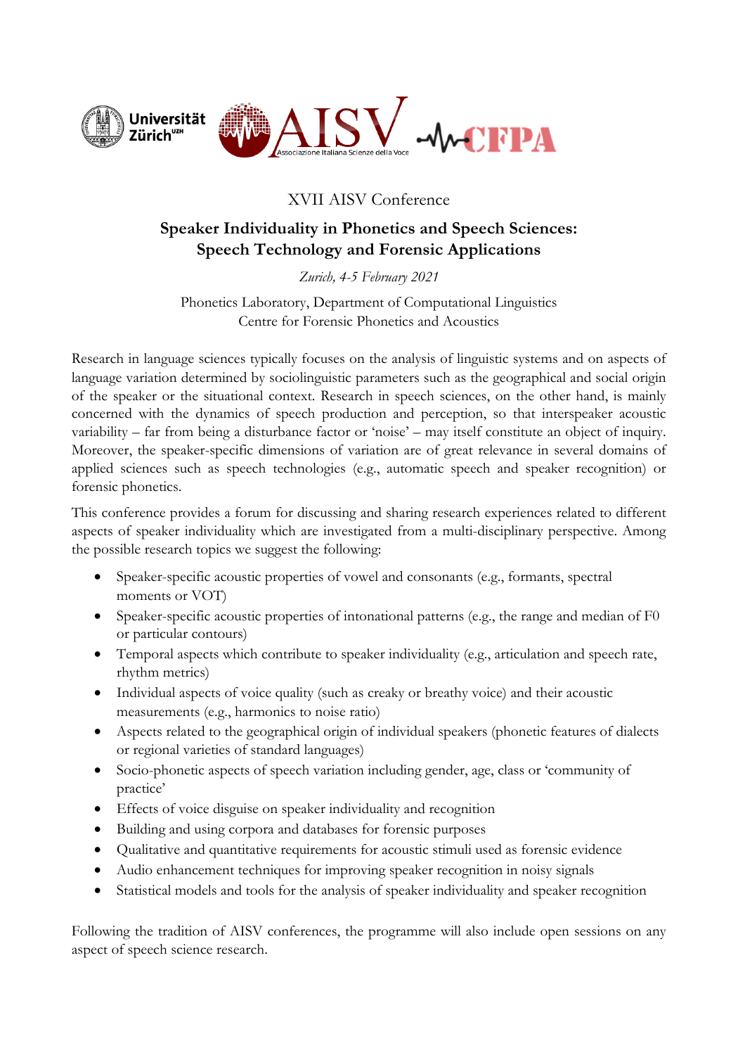Universität Zürich[UZH] AISV Associazione Italiana Scienze della Voce CFPA

XVII AISV Conference

# Speaker Individuality in Phonetics and Speech Sciences: Speech Technology and Forensic Applications

*Zurich, 4-5 February 2021*

Phonetics Laboratory, Department of Computational Linguistics
Centre for Forensic Phonetics and Acoustics

Research in language sciences typically focuses on the analysis of linguistic systems and on aspects of language variation determined by sociolinguistic parameters such as the geographical and social origin of the speaker or the situational context. Research in speech sciences, on the other hand, is mainly concerned with the dynamics of speech production and perception, so that interspeaker acoustic variability – far from being a disturbance factor or 'noise' – may itself constitute an object of inquiry. Moreover, the speaker-specific dimensions of variation are of great relevance in several domains of applied sciences such as speech technologies (e.g., automatic speech and speaker recognition) or forensic phonetics.

This conference provides a forum for discussing and sharing research experiences related to different aspects of speaker individuality which are investigated from a multi-disciplinary perspective. Among the possible research topics we suggest the following:

- Speaker-specific acoustic properties of vowel and consonants (e.g., formants, spectral moments or VOT)
- Speaker-specific acoustic properties of intonational patterns (e.g., the range and median of F0 or particular contours)
- Temporal aspects which contribute to speaker individuality (e.g., articulation and speech rate, rhythm metrics)
- Individual aspects of voice quality (such as creaky or breathy voice) and their acoustic measurements (e.g., harmonics to noise ratio)
- Aspects related to the geographical origin of individual speakers (phonetic features of dialects or regional varieties of standard languages)
- Socio-phonetic aspects of speech variation including gender, age, class or 'community of practice'
- Effects of voice disguise on speaker individuality and recognition
- Building and using corpora and databases for forensic purposes
- Qualitative and quantitative requirements for acoustic stimuli used as forensic evidence
- Audio enhancement techniques for improving speaker recognition in noisy signals
- Statistical models and tools for the analysis of speaker individuality and speaker recognition

Following the tradition of AISV conferences, the programme will also include open sessions on any aspect of speech science research.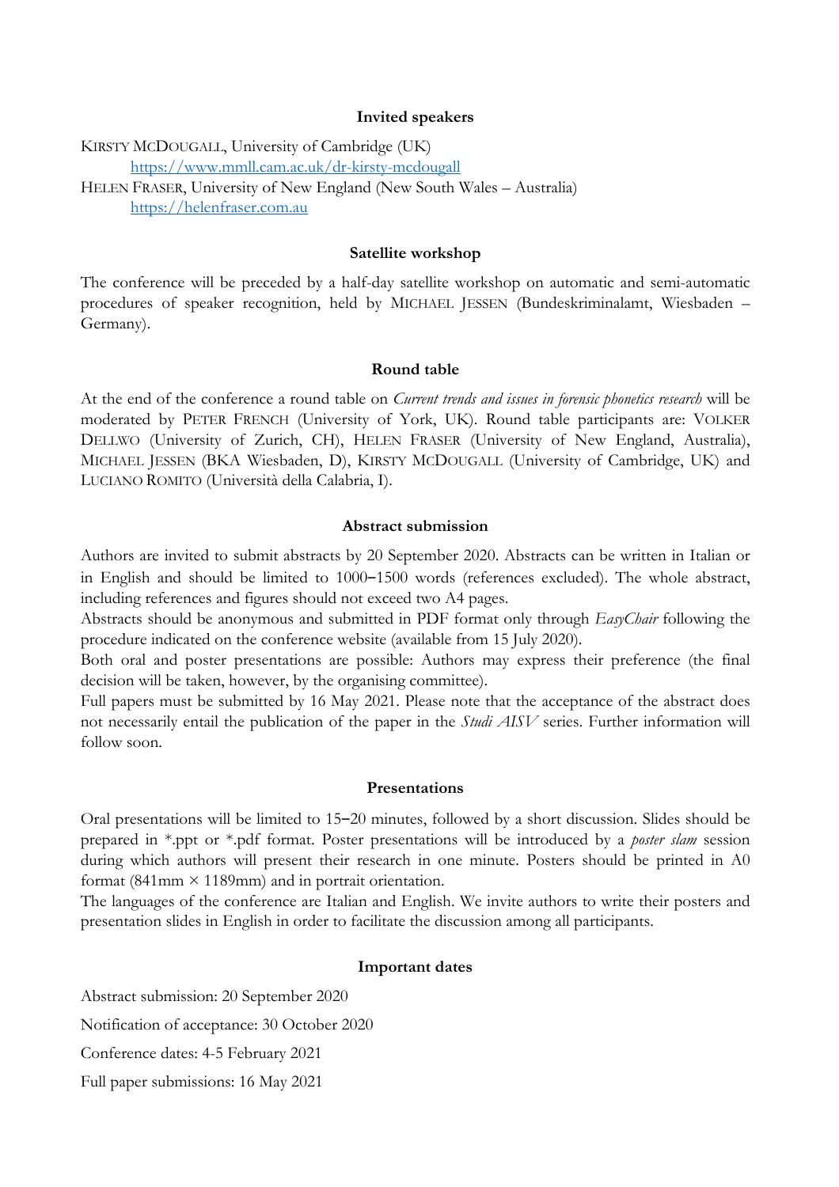## Invited speakers

KIRSTY MCDOUGALL, University of Cambridge (UK)
https://www.mmll.cam.ac.uk/dr-kirsty-mcdougall

HELEN FRASER, University of New England (New South Wales – Australia)
https://helenfraser.com.au

## Satellite workshop

The conference will be preceded by a half-day satellite workshop on automatic and semi-automatic procedures of speaker recognition, held by MICHAEL JESSEN (Bundeskriminalamt, Wiesbaden – Germany).

## Round table

At the end of the conference a round table on *Current trends and issues in forensic phonetics research* will be moderated by PETER FRENCH (University of York, UK). Round table participants are: VOLKER DELLWO (University of Zurich, CH), HELEN FRASER (University of New England, Australia), MICHAEL JESSEN (BKA Wiesbaden, D), KIRSTY MCDOUGALL (University of Cambridge, UK) and LUCIANO ROMITO (Università della Calabria, I).

## Abstract submission

Authors are invited to submit abstracts by 20 September 2020. Abstracts can be written in Italian or in English and should be limited to 1000–1500 words (references excluded). The whole abstract, including references and figures should not exceed two A4 pages.

Abstracts should be anonymous and submitted in PDF format only through *EasyChair* following the procedure indicated on the conference website (available from 15 July 2020).

Both oral and poster presentations are possible: Authors may express their preference (the final decision will be taken, however, by the organising committee).

Full papers must be submitted by 16 May 2021. Please note that the acceptance of the abstract does not necessarily entail the publication of the paper in the *Studi AISV* series. Further information will follow soon.

## Presentations

Oral presentations will be limited to 15–20 minutes, followed by a short discussion. Slides should be prepared in *.ppt or *.pdf format. Poster presentations will be introduced by a *poster slam* session during which authors will present their research in one minute. Posters should be printed in A0 format (841mm × 1189mm) and in portrait orientation.

The languages of the conference are Italian and English. We invite authors to write their posters and presentation slides in English in order to facilitate the discussion among all participants.

## Important dates

Abstract submission: 20 September 2020

Notification of acceptance: 30 October 2020

Conference dates: 4-5 February 2021

Full paper submissions: 16 May 2021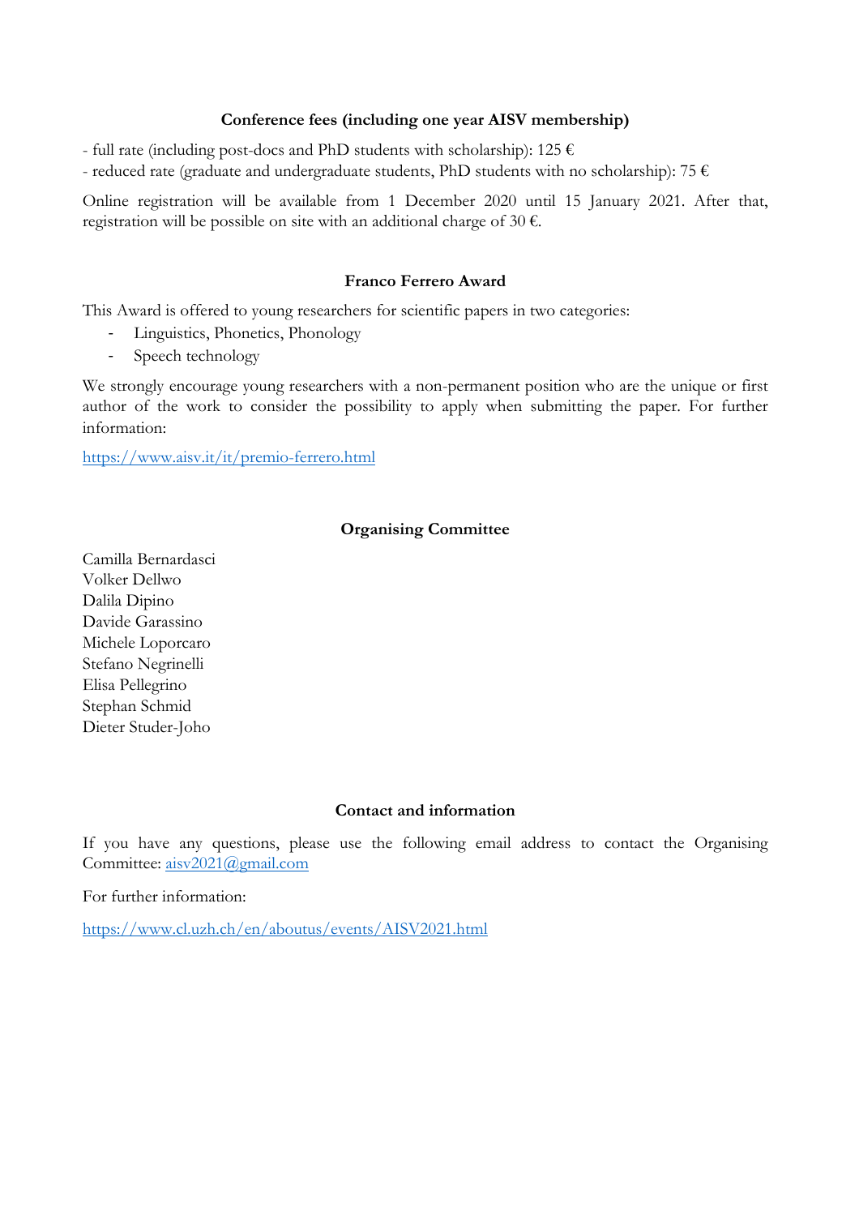**Conference fees (including one year AISV membership)**

- full rate (including post-docs and PhD students with scholarship): 125 €
- reduced rate (graduate and undergraduate students, PhD students with no scholarship): 75 €

Online registration will be available from 1 December 2020 until 15 January 2021. After that, registration will be possible on site with an additional charge of 30 €.

**Franco Ferrero Award**

This Award is offered to young researchers for scientific papers in two categories:

- Linguistics, Phonetics, Phonology
- Speech technology

We strongly encourage young researchers with a non-permanent position who are the unique or first author of the work to consider the possibility to apply when submitting the paper. For further information:

https://www.aisv.it/it/premio-ferrero.html

**Organising Committee**

Camilla Bernardasci
Volker Dellwo
Dalila Dipino
Davide Garassino
Michele Loporcaro
Stefano Negrinelli
Elisa Pellegrino
Stephan Schmid
Dieter Studer-Joho

**Contact and information**

If you have any questions, please use the following email address to contact the Organising Committee: aisv2021@gmail.com

For further information:

https://www.cl.uzh.ch/en/aboutus/events/AISV2021.html